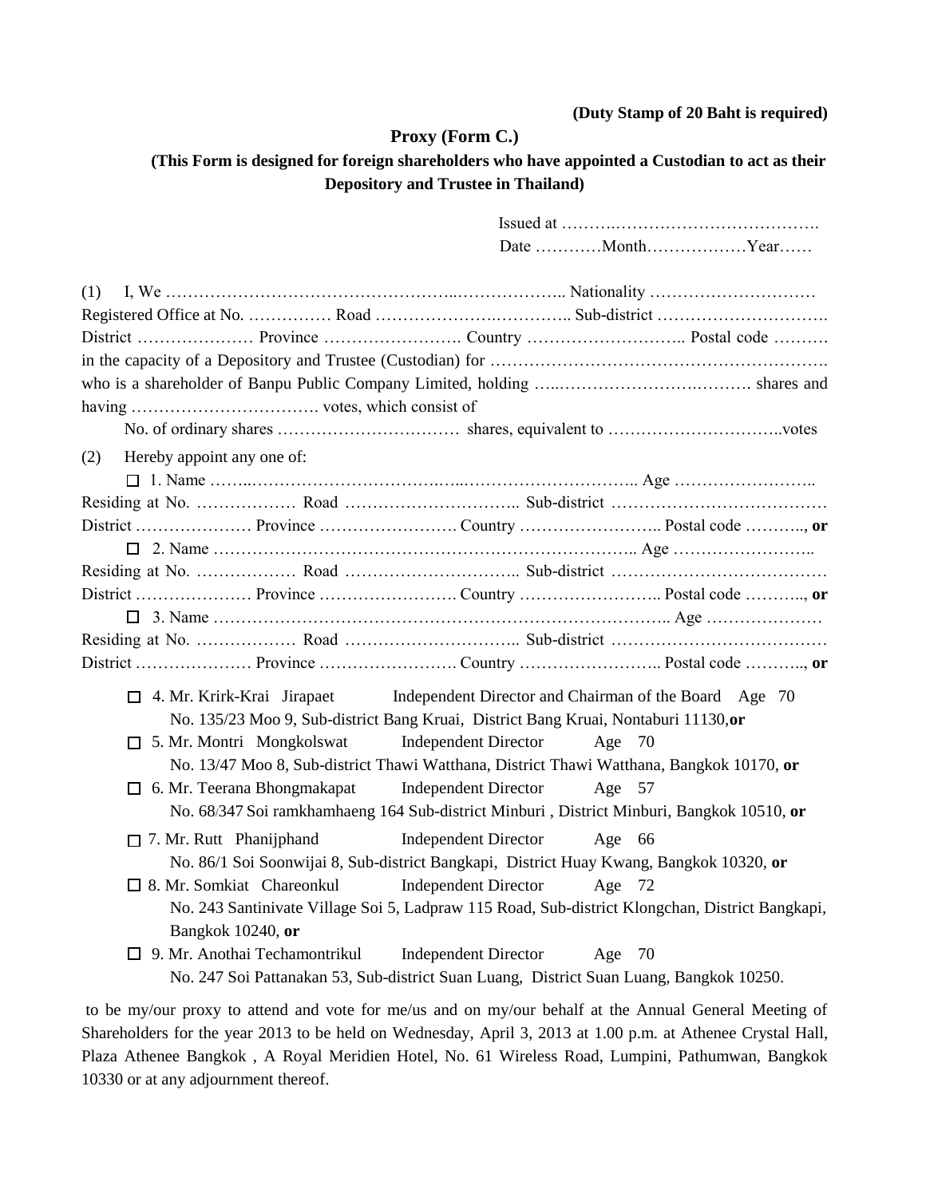**(Duty Stamp of 20 Baht is required)**

## Proxy (Form C.)

### (This Form is designed for foreign shareholders who have appointed a Custodian to act as their Depository and Trustee in Thailand)

Issued at ……….………………………………….
Date …………Month………………Year……

(1) I, We …………………………………………..……………….. Nationality …………………………
Registered Office at No. …………… Road …………………..………….. Sub-district ………………………….
District ………………… Province ……………………. Country ……………………….. Postal code ……….
in the capacity of a Depository and Trustee (Custodian) for …………………………………………………….
who is a shareholder of Banpu Public Company Limited, holding …..……………………..………. shares and having ……………………………. votes, which consist of

No. of ordinary shares …………………………… shares, equivalent to …………………………..votes

(2) Hereby appoint any one of:

☐ 1. Name ……..…………………………….…..………………………….. Age ……………………..
Residing at No. ……………… Road ………………………….. Sub-district …………………………………
District ………………… Province ……………………. Country …………………….. Postal code ……….., **or**

☐ 2. Name ………………………………………………………………….. Age ……………………..
Residing at No. ……………… Road ………………………….. Sub-district …………………………………
District ………………… Province ……………………. Country …………………….. Postal code ……….., **or**

☐ 3. Name ……………………………………………………………………….. Age …………………
Residing at No. ……………… Road …………………….…….. Sub-district …………………………………
District ………………… Province ……………………. Country …………………….. Postal code ……….., **or**

☐ 4. Mr. Krirk-Krai Jirapaet Independent Director and Chairman of the Board Age 70
No. 135/23 Moo 9, Sub-district Bang Kruai, District Bang Kruai, Nontaburi 11130,**or**

☐ 5. Mr. Montri Mongkolswat Independent Director Age 70
No. 13/47 Moo 8, Sub-district Thawi Watthana, District Thawi Watthana, Bangkok 10170, **or**

☐ 6. Mr. Teerana Bhongmakapat Independent Director Age 57
No. 68/347 Soi ramkhamhaeng 164 Sub-district Minburi , District Minburi, Bangkok 10510, **or**

☐ 7. Mr. Rutt Phanijphand Independent Director Age 66
No. 86/1 Soi Soonwijai 8, Sub-district Bangkapi, District Huay Kwang, Bangkok 10320, **or**

☐ 8. Mr. Somkiat Chareonkul Independent Director Age 72
No. 243 Santinivate Village Soi 5, Ladpraw 115 Road, Sub-district Klongchan, District Bangkapi, Bangkok 10240, **or**

☐ 9. Mr. Anothai Techamontrikul Independent Director Age 70
No. 247 Soi Pattanakan 53, Sub-district Suan Luang, District Suan Luang, Bangkok 10250.

to be my/our proxy to attend and vote for me/us and on my/our behalf at the Annual General Meeting of Shareholders for the year 2013 to be held on Wednesday, April 3, 2013 at 1.00 p.m. at Athenee Crystal Hall, Plaza Athenee Bangkok , A Royal Meridien Hotel, No. 61 Wireless Road, Lumpini, Pathumwan, Bangkok 10330 or at any adjournment thereof.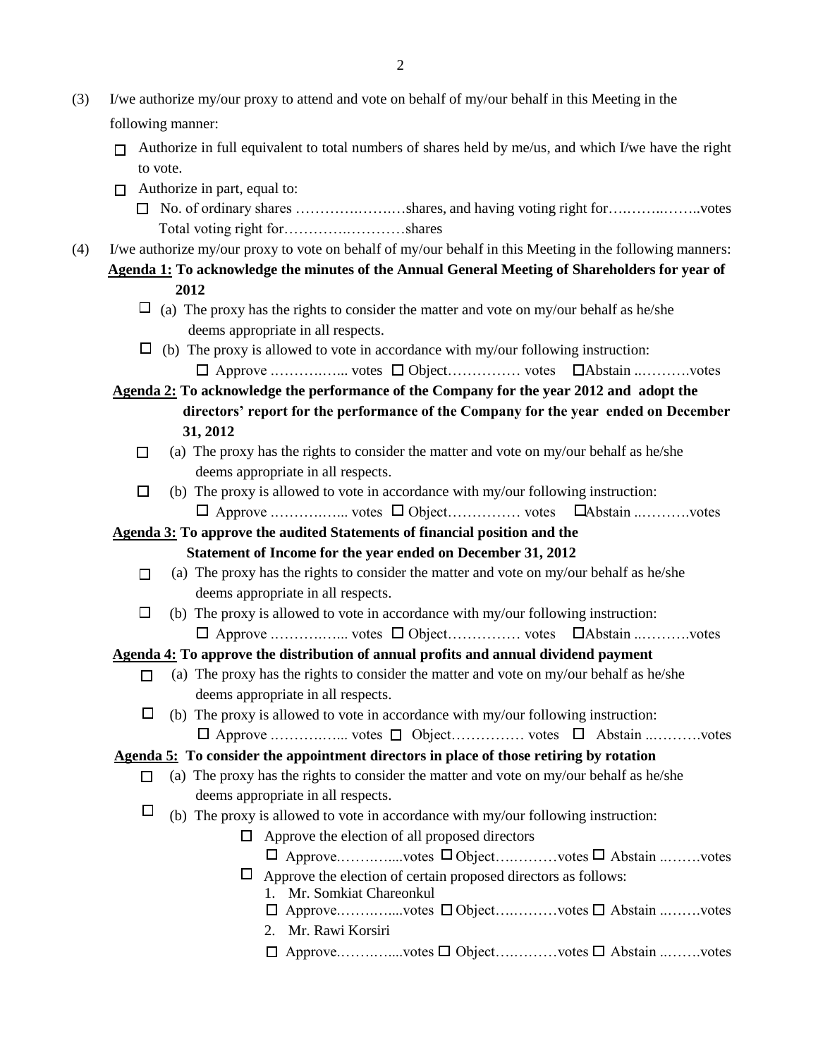(3) I/we authorize my/our proxy to attend and vote on behalf of my/our behalf in this Meeting in the following manner:

- ☐ Authorize in full equivalent to total numbers of shares held by me/us, and which I/we have the right to vote.
- ☐ Authorize in part, equal to:
  - ☐ No. of ordinary shares ……………………shares, and having voting right for…………………votes
    Total voting right for……………………shares

(4) I/we authorize my/our proxy to vote on behalf of my/our behalf in this Meeting in the following manners:

**Agenda 1: To acknowledge the minutes of the Annual General Meeting of Shareholders for year of 2012**

- ☐ (a) The proxy has the rights to consider the matter and vote on my/our behalf as he/she deems appropriate in all respects.
- ☐ (b) The proxy is allowed to vote in accordance with my/our following instruction:
  ☐ Approve ……………... votes ☐ Object…………… votes ☐Abstain ..……….votes

**Agenda 2: To acknowledge the performance of the Company for the year 2012 and adopt the directors' report for the performance of the Company for the year ended on December 31, 2012**

- ☐ (a) The proxy has the rights to consider the matter and vote on my/our behalf as he/she deems appropriate in all respects.
- ☐ (b) The proxy is allowed to vote in accordance with my/our following instruction:
  ☐ Approve ……………... votes ☐ Object…………… votes ☐Abstain ..……….votes

**Agenda 3: To approve the audited Statements of financial position and the Statement of Income for the year ended on December 31, 2012**

- ☐ (a) The proxy has the rights to consider the matter and vote on my/our behalf as he/she deems appropriate in all respects.
- ☐ (b) The proxy is allowed to vote in accordance with my/our following instruction:
  ☐ Approve ……………... votes ☐ Object…………… votes ☐Abstain ..……….votes

**Agenda 4: To approve the distribution of annual profits and annual dividend payment**

- ☐ (a) The proxy has the rights to consider the matter and vote on my/our behalf as he/she deems appropriate in all respects.
- ☐ (b) The proxy is allowed to vote in accordance with my/our following instruction:
  ☐ Approve ……………... votes ☐ Object…………… votes ☐ Abstain ..……….votes

**Agenda 5: To consider the appointment directors in place of those retiring by rotation**

- ☐ (a) The proxy has the rights to consider the matter and vote on my/our behalf as he/she deems appropriate in all respects.
- ☐ (b) The proxy is allowed to vote in accordance with my/our following instruction:
  - ☐ Approve the election of all proposed directors
    ☐ Approve.………....votes ☐ Object….………votes ☐ Abstain ..…….votes
  - ☐ Approve the election of certain proposed directors as follows:
    1. Mr. Somkiat Chareonkul
       ☐ Approve.………....votes ☐ Object….………votes ☐ Abstain ..…….votes
    2. Mr. Rawi Korsiri
       ☐ Approve.………....votes ☐ Object….………votes ☐ Abstain ..…….votes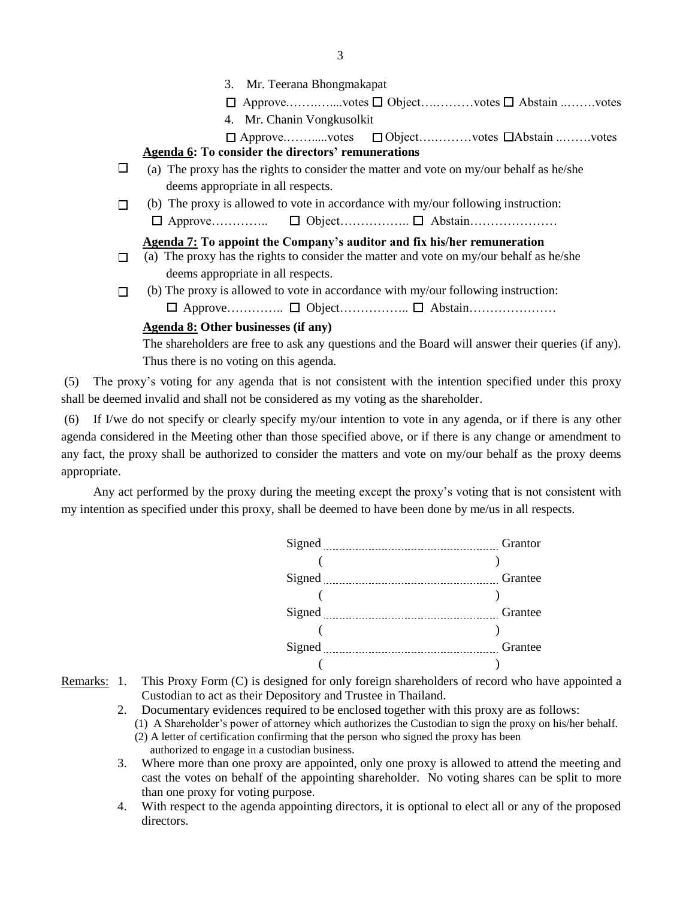3. Mr. Teerana Bhongmakapat

☐ Approve.……..…....votes ☐ Object….………votes ☐ Abstain ..…….votes

4. Mr. Chanin Vongkusolkit

☐ Approve.……......votes ☐ Object….………votes ☐Abstain ..…….votes

**<u>Agenda 6</u>: To consider the directors' remunerations**

☐ (a) The proxy has the rights to consider the matter and vote on my/our behalf as he/she deems appropriate in all respects.

☐ (b) The proxy is allowed to vote in accordance with my/our following instruction:

☐ Approve………….. ☐ Object…………….. ☐ Abstain…………………

**<u>Agenda 7:</u> To appoint the Company's auditor and fix his/her remuneration**

☐ (a) The proxy has the rights to consider the matter and vote on my/our behalf as he/she deems appropriate in all respects.

☐ (b) The proxy is allowed to vote in accordance with my/our following instruction:

☐ Approve………….. ☐ Object…………….. ☐ Abstain…………………

**<u>Agenda 8:</u> Other businesses (if any)**

The shareholders are free to ask any questions and the Board will answer their queries (if any). Thus there is no voting on this agenda.

(5) The proxy's voting for any agenda that is not consistent with the intention specified under this proxy shall be deemed invalid and shall not be considered as my voting as the shareholder.

(6) If I/we do not specify or clearly specify my/our intention to vote in any agenda, or if there is any other agenda considered in the Meeting other than those specified above, or if there is any change or amendment to any fact, the proxy shall be authorized to consider the matters and vote on my/our behalf as the proxy deems appropriate.

Any act performed by the proxy during the meeting except the proxy's voting that is not consistent with my intention as specified under this proxy, shall be deemed to have been done by me/us in all respects.

Signed ........................................................ Grantor
( )

Signed ........................................................ Grantee
( )

Signed ........................................................ Grantee
( )

Signed ........................................................ Grantee
( )

<u>Remarks:</u>

1. This Proxy Form (C) is designed for only foreign shareholders of record who have appointed a Custodian to act as their Depository and Trustee in Thailand.
2. Documentary evidences required to be enclosed together with this proxy are as follows:
   (1) A Shareholder's power of attorney which authorizes the Custodian to sign the proxy on his/her behalf.
   (2) A letter of certification confirming that the person who signed the proxy has been authorized to engage in a custodian business.
3. Where more than one proxy are appointed, only one proxy is allowed to attend the meeting and cast the votes on behalf of the appointing shareholder. No voting shares can be split to more than one proxy for voting purpose.
4. With respect to the agenda appointing directors, it is optional to elect all or any of the proposed directors.